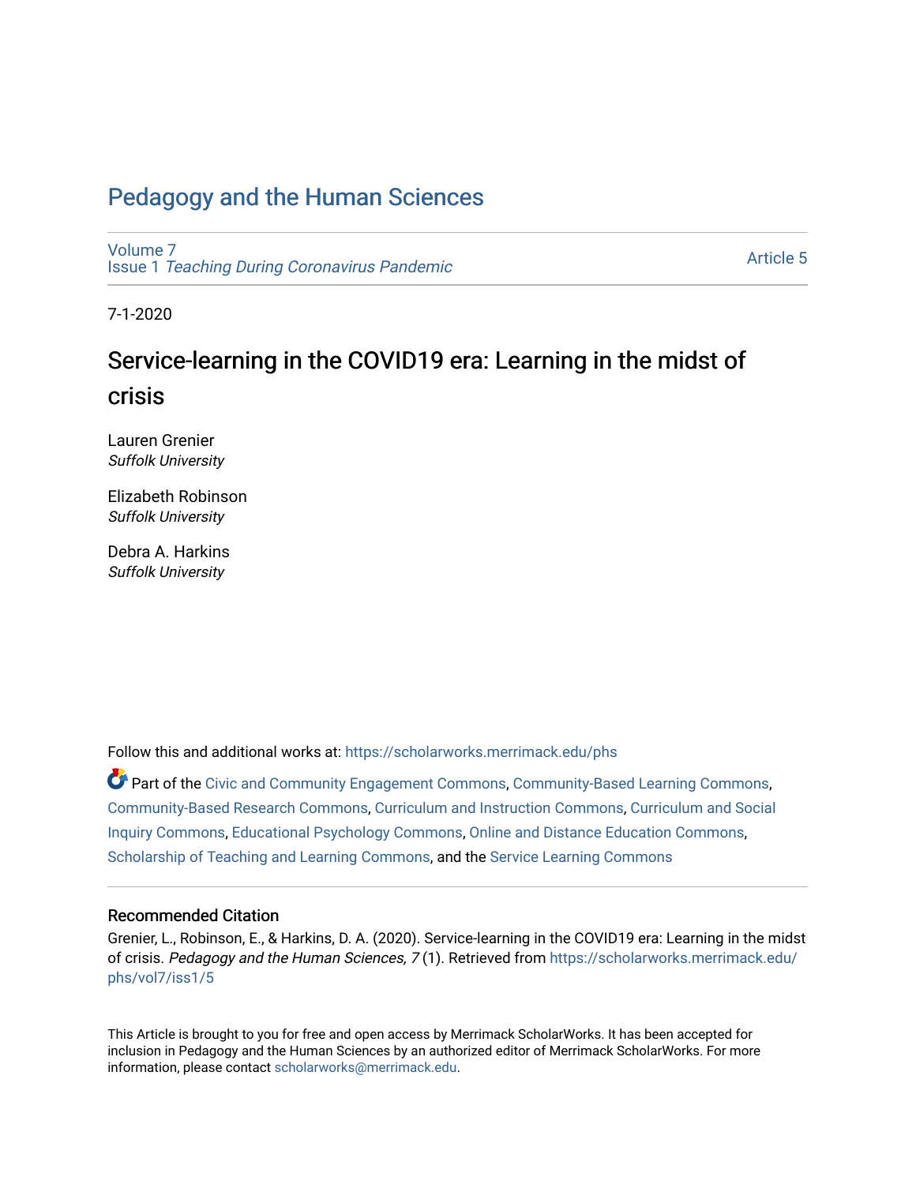# Pedagogy and the Human Sciences

Volume 7
Issue 1 *Teaching During Coronavirus Pandemic*

Article 5

7-1-2020

## Service-learning in the COVID19 era: Learning in the midst of crisis

Lauren Grenier
*Suffolk University*

Elizabeth Robinson
*Suffolk University*

Debra A. Harkins
*Suffolk University*

Follow this and additional works at: https://scholarworks.merrimack.edu/phs

Part of the Civic and Community Engagement Commons, Community-Based Learning Commons, Community-Based Research Commons, Curriculum and Instruction Commons, Curriculum and Social Inquiry Commons, Educational Psychology Commons, Online and Distance Education Commons, Scholarship of Teaching and Learning Commons, and the Service Learning Commons

### Recommended Citation

Grenier, L., Robinson, E., & Harkins, D. A. (2020). Service-learning in the COVID19 era: Learning in the midst of crisis. *Pedagogy and the Human Sciences, 7* (1). Retrieved from https://scholarworks.merrimack.edu/phs/vol7/iss1/5

This Article is brought to you for free and open access by Merrimack ScholarWorks. It has been accepted for inclusion in Pedagogy and the Human Sciences by an authorized editor of Merrimack ScholarWorks. For more information, please contact scholarworks@merrimack.edu.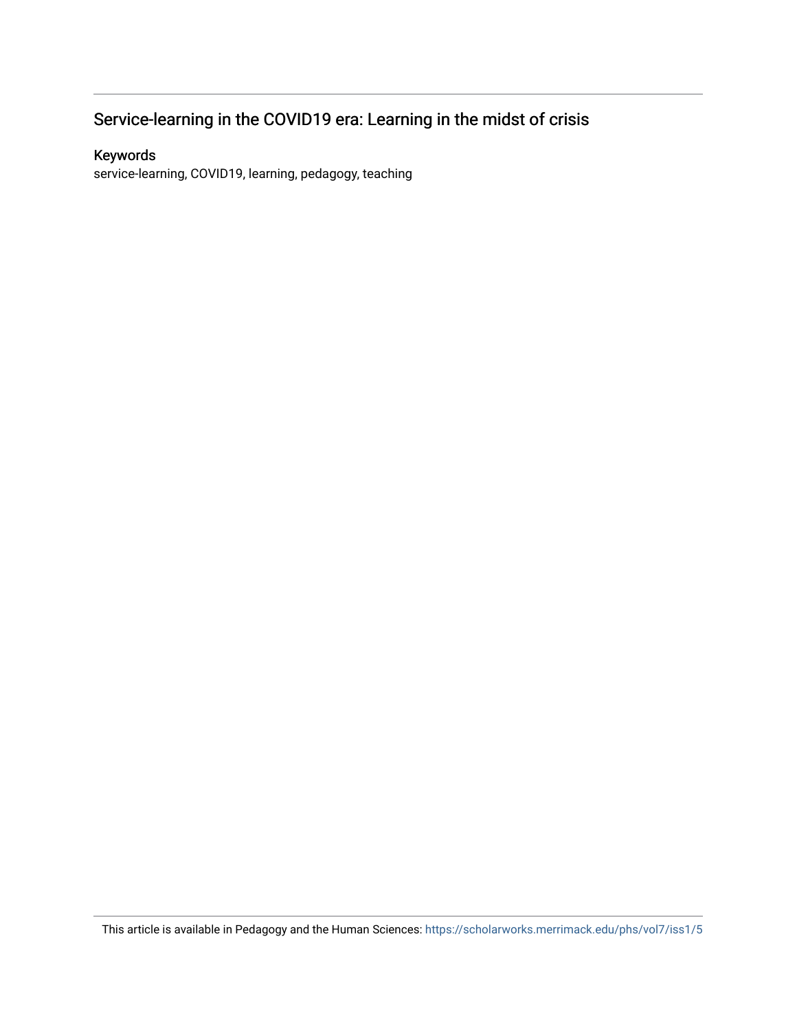# Service-learning in the COVID19 era: Learning in the midst of crisis

## Keywords

service-learning, COVID19, learning, pedagogy, teaching

This article is available in Pedagogy and the Human Sciences: https://scholarworks.merrimack.edu/phs/vol7/iss1/5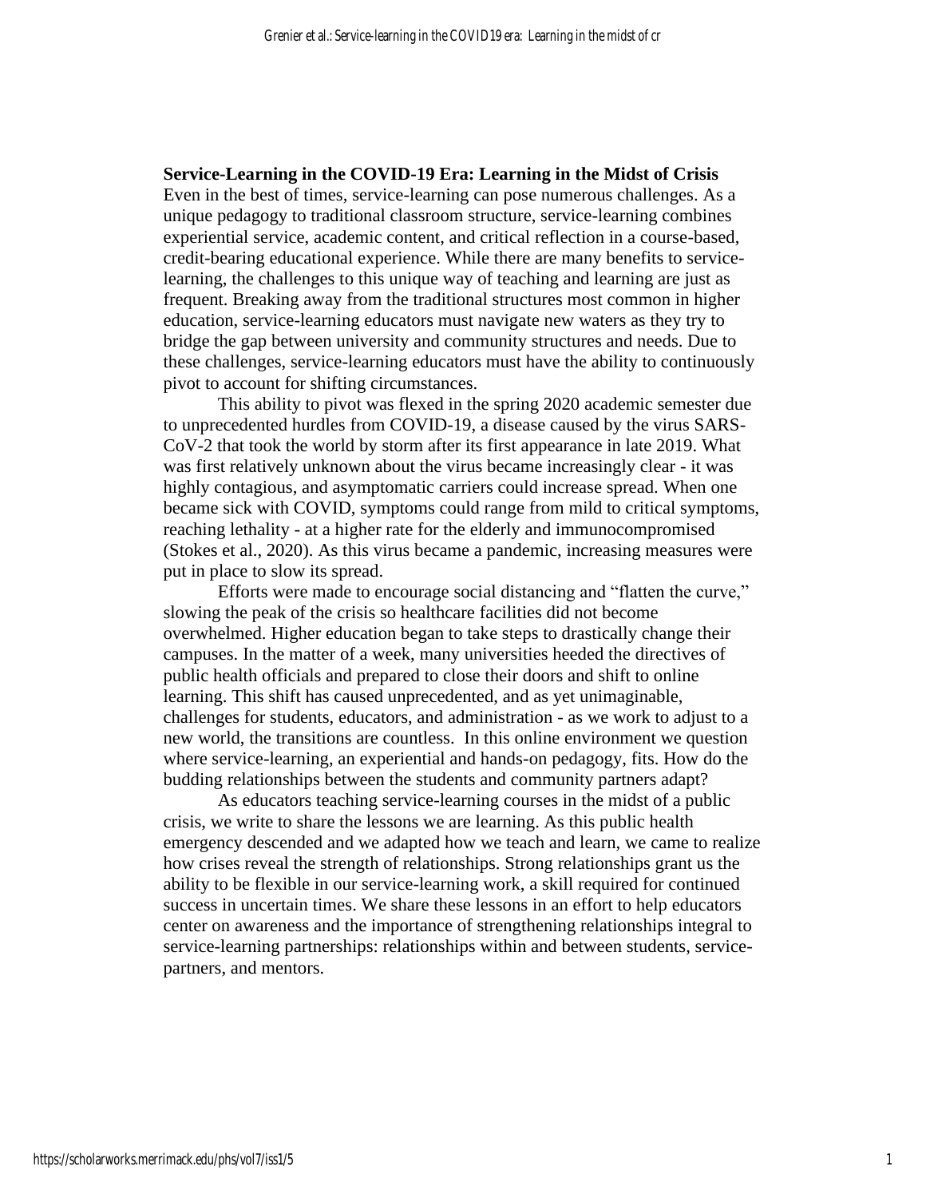## Service-Learning in the COVID-19 Era: Learning in the Midst of Crisis

Even in the best of times, service-learning can pose numerous challenges. As a unique pedagogy to traditional classroom structure, service-learning combines experiential service, academic content, and critical reflection in a course-based, credit-bearing educational experience. While there are many benefits to service-learning, the challenges to this unique way of teaching and learning are just as frequent. Breaking away from the traditional structures most common in higher education, service-learning educators must navigate new waters as they try to bridge the gap between university and community structures and needs. Due to these challenges, service-learning educators must have the ability to continuously pivot to account for shifting circumstances.

This ability to pivot was flexed in the spring 2020 academic semester due to unprecedented hurdles from COVID-19, a disease caused by the virus SARS-CoV-2 that took the world by storm after its first appearance in late 2019. What was first relatively unknown about the virus became increasingly clear - it was highly contagious, and asymptomatic carriers could increase spread. When one became sick with COVID, symptoms could range from mild to critical symptoms, reaching lethality - at a higher rate for the elderly and immunocompromised (Stokes et al., 2020). As this virus became a pandemic, increasing measures were put in place to slow its spread.

Efforts were made to encourage social distancing and "flatten the curve," slowing the peak of the crisis so healthcare facilities did not become overwhelmed. Higher education began to take steps to drastically change their campuses. In the matter of a week, many universities heeded the directives of public health officials and prepared to close their doors and shift to online learning. This shift has caused unprecedented, and as yet unimaginable, challenges for students, educators, and administration - as we work to adjust to a new world, the transitions are countless. In this online environment we question where service-learning, an experiential and hands-on pedagogy, fits. How do the budding relationships between the students and community partners adapt?

As educators teaching service-learning courses in the midst of a public crisis, we write to share the lessons we are learning. As this public health emergency descended and we adapted how we teach and learn, we came to realize how crises reveal the strength of relationships. Strong relationships grant us the ability to be flexible in our service-learning work, a skill required for continued success in uncertain times. We share these lessons in an effort to help educators center on awareness and the importance of strengthening relationships integral to service-learning partnerships: relationships within and between students, service-partners, and mentors.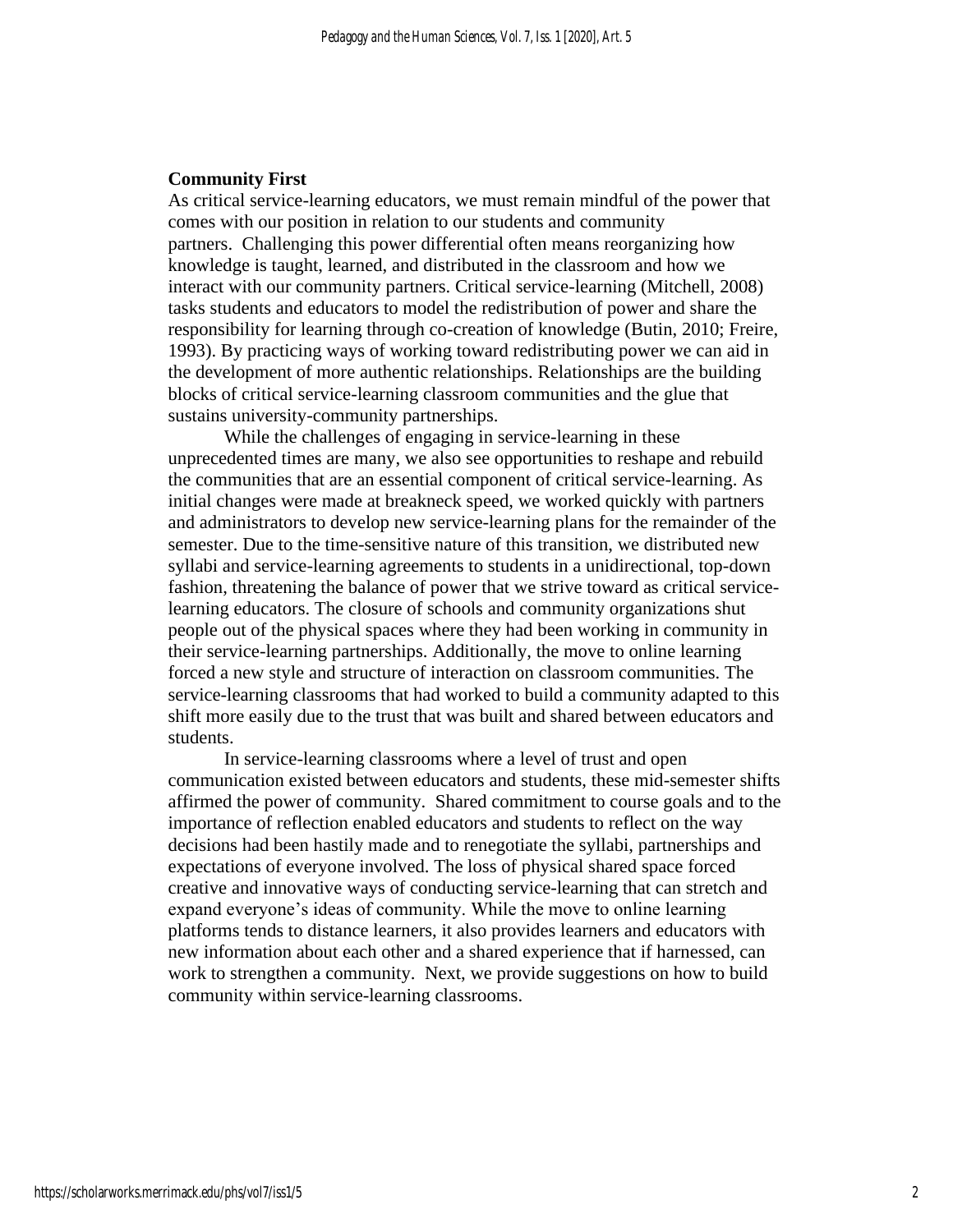## Community First

As critical service-learning educators, we must remain mindful of the power that comes with our position in relation to our students and community partners. Challenging this power differential often means reorganizing how knowledge is taught, learned, and distributed in the classroom and how we interact with our community partners. Critical service-learning (Mitchell, 2008) tasks students and educators to model the redistribution of power and share the responsibility for learning through co-creation of knowledge (Butin, 2010; Freire, 1993). By practicing ways of working toward redistributing power we can aid in the development of more authentic relationships. Relationships are the building blocks of critical service-learning classroom communities and the glue that sustains university-community partnerships.

While the challenges of engaging in service-learning in these unprecedented times are many, we also see opportunities to reshape and rebuild the communities that are an essential component of critical service-learning. As initial changes were made at breakneck speed, we worked quickly with partners and administrators to develop new service-learning plans for the remainder of the semester. Due to the time-sensitive nature of this transition, we distributed new syllabi and service-learning agreements to students in a unidirectional, top-down fashion, threatening the balance of power that we strive toward as critical service-learning educators. The closure of schools and community organizations shut people out of the physical spaces where they had been working in community in their service-learning partnerships. Additionally, the move to online learning forced a new style and structure of interaction on classroom communities. The service-learning classrooms that had worked to build a community adapted to this shift more easily due to the trust that was built and shared between educators and students.

In service-learning classrooms where a level of trust and open communication existed between educators and students, these mid-semester shifts affirmed the power of community. Shared commitment to course goals and to the importance of reflection enabled educators and students to reflect on the way decisions had been hastily made and to renegotiate the syllabi, partnerships and expectations of everyone involved. The loss of physical shared space forced creative and innovative ways of conducting service-learning that can stretch and expand everyone's ideas of community. While the move to online learning platforms tends to distance learners, it also provides learners and educators with new information about each other and a shared experience that if harnessed, can work to strengthen a community. Next, we provide suggestions on how to build community within service-learning classrooms.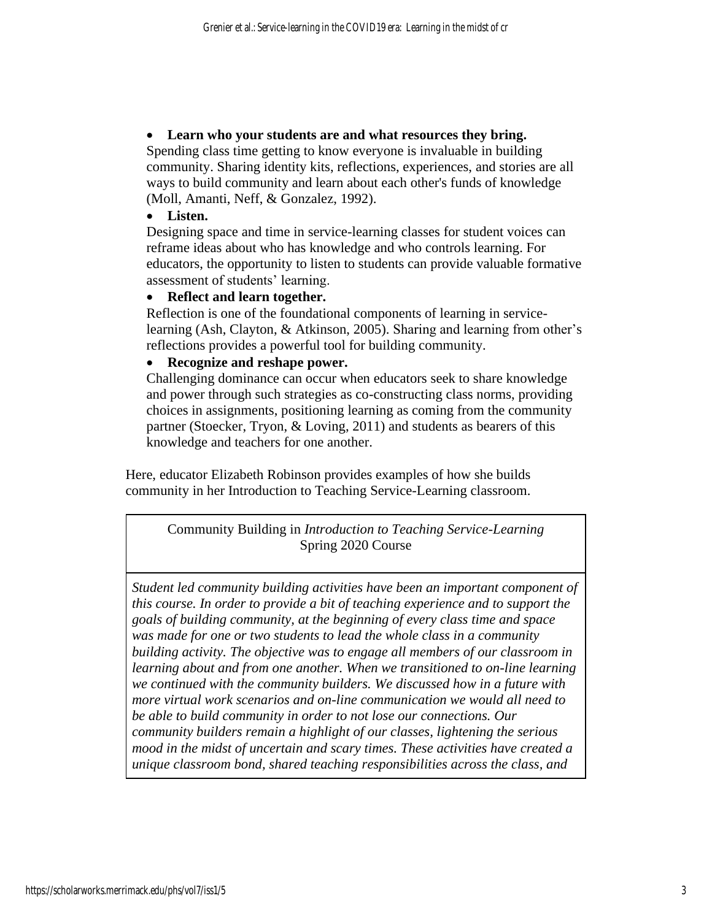- **Learn who your students are and what resources they bring.**
  Spending class time getting to know everyone is invaluable in building community. Sharing identity kits, reflections, experiences, and stories are all ways to build community and learn about each other's funds of knowledge (Moll, Amanti, Neff, & Gonzalez, 1992).
- **Listen.**
  Designing space and time in service-learning classes for student voices can reframe ideas about who has knowledge and who controls learning. For educators, the opportunity to listen to students can provide valuable formative assessment of students' learning.
- **Reflect and learn together.**
  Reflection is one of the foundational components of learning in service-learning (Ash, Clayton, & Atkinson, 2005). Sharing and learning from other's reflections provides a powerful tool for building community.
- **Recognize and reshape power.**
  Challenging dominance can occur when educators seek to share knowledge and power through such strategies as co-constructing class norms, providing choices in assignments, positioning learning as coming from the community partner (Stoecker, Tryon, & Loving, 2011) and students as bearers of this knowledge and teachers for one another.

Here, educator Elizabeth Robinson provides examples of how she builds community in her Introduction to Teaching Service-Learning classroom.

| Community Building in *Introduction to Teaching Service-Learning* Spring 2020 Course |
| --- |
| *Student led community building activities have been an important component of this course. In order to provide a bit of teaching experience and to support the goals of building community, at the beginning of every class time and space was made for one or two students to lead the whole class in a community building activity. The objective was to engage all members of our classroom in learning about and from one another. When we transitioned to on-line learning we continued with the community builders. We discussed how in a future with more virtual work scenarios and on-line communication we would all need to be able to build community in order to not lose our connections. Our community builders remain a highlight of our classes, lightening the serious mood in the midst of uncertain and scary times. These activities have created a unique classroom bond, shared teaching responsibilities across the class, and* |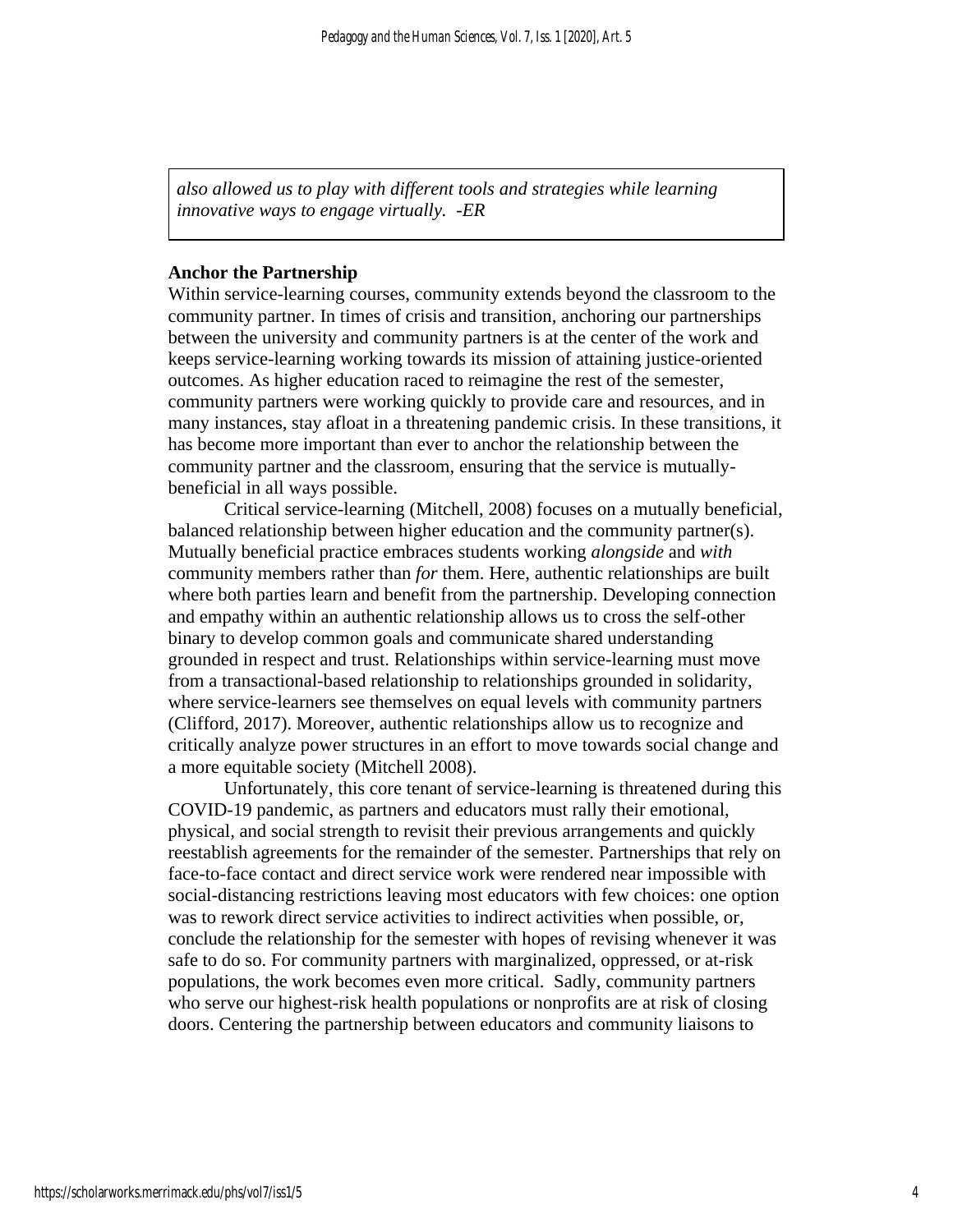*also allowed us to play with different tools and strategies while learning innovative ways to engage virtually. -ER*

**Anchor the Partnership**

Within service-learning courses, community extends beyond the classroom to the community partner. In times of crisis and transition, anchoring our partnerships between the university and community partners is at the center of the work and keeps service-learning working towards its mission of attaining justice-oriented outcomes. As higher education raced to reimagine the rest of the semester, community partners were working quickly to provide care and resources, and in many instances, stay afloat in a threatening pandemic crisis. In these transitions, it has become more important than ever to anchor the relationship between the community partner and the classroom, ensuring that the service is mutually-beneficial in all ways possible.

Critical service-learning (Mitchell, 2008) focuses on a mutually beneficial, balanced relationship between higher education and the community partner(s). Mutually beneficial practice embraces students working *alongside* and *with* community members rather than *for* them. Here, authentic relationships are built where both parties learn and benefit from the partnership. Developing connection and empathy within an authentic relationship allows us to cross the self-other binary to develop common goals and communicate shared understanding grounded in respect and trust. Relationships within service-learning must move from a transactional-based relationship to relationships grounded in solidarity, where service-learners see themselves on equal levels with community partners (Clifford, 2017). Moreover, authentic relationships allow us to recognize and critically analyze power structures in an effort to move towards social change and a more equitable society (Mitchell 2008).

Unfortunately, this core tenant of service-learning is threatened during this COVID-19 pandemic, as partners and educators must rally their emotional, physical, and social strength to revisit their previous arrangements and quickly reestablish agreements for the remainder of the semester. Partnerships that rely on face-to-face contact and direct service work were rendered near impossible with social-distancing restrictions leaving most educators with few choices: one option was to rework direct service activities to indirect activities when possible, or, conclude the relationship for the semester with hopes of revising whenever it was safe to do so. For community partners with marginalized, oppressed, or at-risk populations, the work becomes even more critical. Sadly, community partners who serve our highest-risk health populations or nonprofits are at risk of closing doors. Centering the partnership between educators and community liaisons to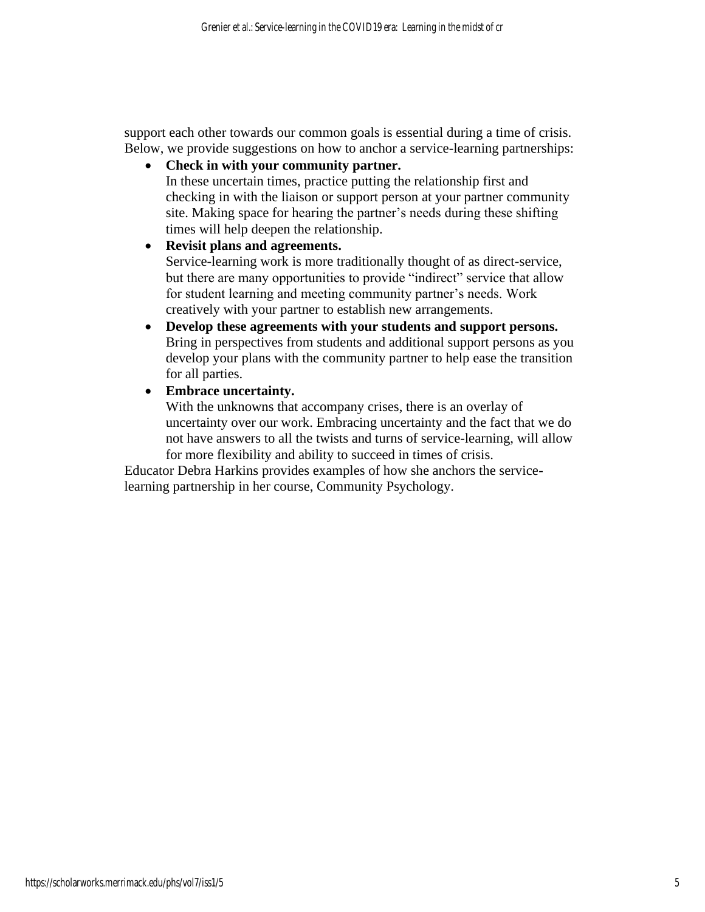support each other towards our common goals is essential during a time of crisis. Below, we provide suggestions on how to anchor a service-learning partnerships:

- **Check in with your community partner.**
  In these uncertain times, practice putting the relationship first and checking in with the liaison or support person at your partner community site. Making space for hearing the partner's needs during these shifting times will help deepen the relationship.
- **Revisit plans and agreements.**
  Service-learning work is more traditionally thought of as direct-service, but there are many opportunities to provide "indirect" service that allow for student learning and meeting community partner's needs. Work creatively with your partner to establish new arrangements.
- **Develop these agreements with your students and support persons.**
  Bring in perspectives from students and additional support persons as you develop your plans with the community partner to help ease the transition for all parties.
- **Embrace uncertainty.**
  With the unknowns that accompany crises, there is an overlay of uncertainty over our work. Embracing uncertainty and the fact that we do not have answers to all the twists and turns of service-learning, will allow for more flexibility and ability to succeed in times of crisis.

Educator Debra Harkins provides examples of how she anchors the service-learning partnership in her course, Community Psychology.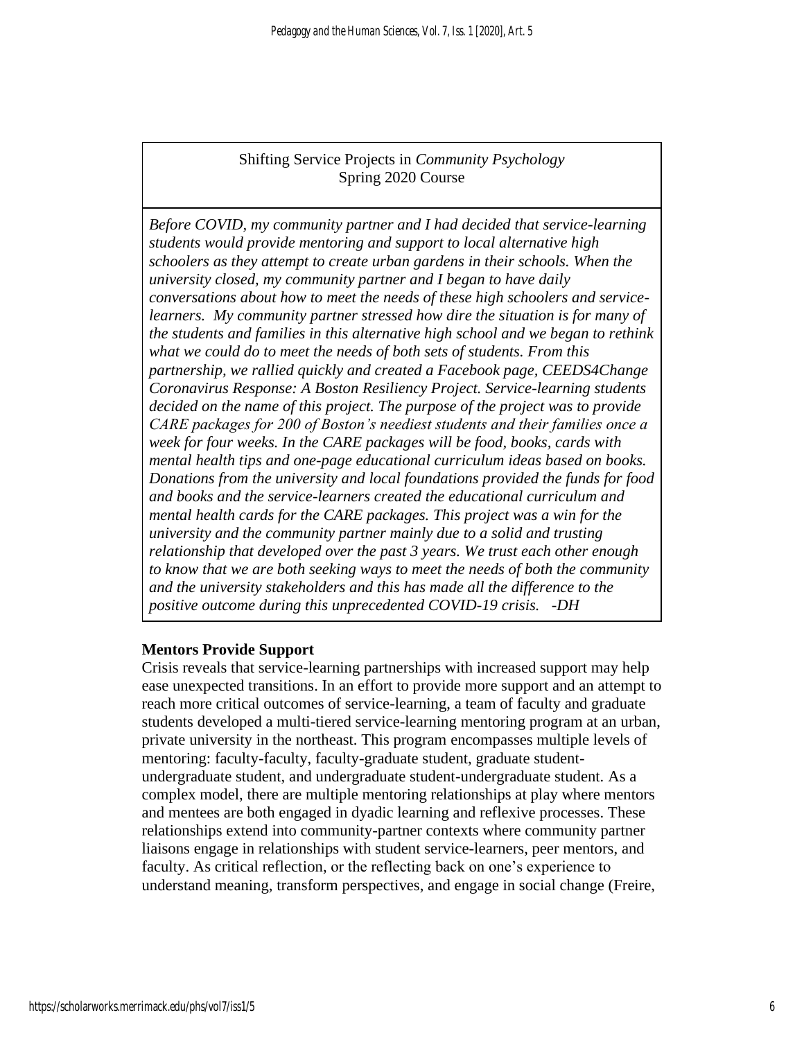Shifting Service Projects in *Community Psychology*
Spring 2020 Course

*Before COVID, my community partner and I had decided that service-learning students would provide mentoring and support to local alternative high schoolers as they attempt to create urban gardens in their schools. When the university closed, my community partner and I began to have daily conversations about how to meet the needs of these high schoolers and service-learners. My community partner stressed how dire the situation is for many of the students and families in this alternative high school and we began to rethink what we could do to meet the needs of both sets of students. From this partnership, we rallied quickly and created a Facebook page, CEEDS4Change Coronavirus Response: A Boston Resiliency Project. Service-learning students decided on the name of this project. The purpose of the project was to provide CARE packages for 200 of Boston's neediest students and their families once a week for four weeks. In the CARE packages will be food, books, cards with mental health tips and one-page educational curriculum ideas based on books. Donations from the university and local foundations provided the funds for food and books and the service-learners created the educational curriculum and mental health cards for the CARE packages. This project was a win for the university and the community partner mainly due to a solid and trusting relationship that developed over the past 3 years. We trust each other enough to know that we are both seeking ways to meet the needs of both the community and the university stakeholders and this has made all the difference to the positive outcome during this unprecedented COVID-19 crisis. -DH*

### Mentors Provide Support

Crisis reveals that service-learning partnerships with increased support may help ease unexpected transitions. In an effort to provide more support and an attempt to reach more critical outcomes of service-learning, a team of faculty and graduate students developed a multi-tiered service-learning mentoring program at an urban, private university in the northeast. This program encompasses multiple levels of mentoring: faculty-faculty, faculty-graduate student, graduate student-undergraduate student, and undergraduate student-undergraduate student. As a complex model, there are multiple mentoring relationships at play where mentors and mentees are both engaged in dyadic learning and reflexive processes. These relationships extend into community-partner contexts where community partner liaisons engage in relationships with student service-learners, peer mentors, and faculty. As critical reflection, or the reflecting back on one's experience to understand meaning, transform perspectives, and engage in social change (Freire,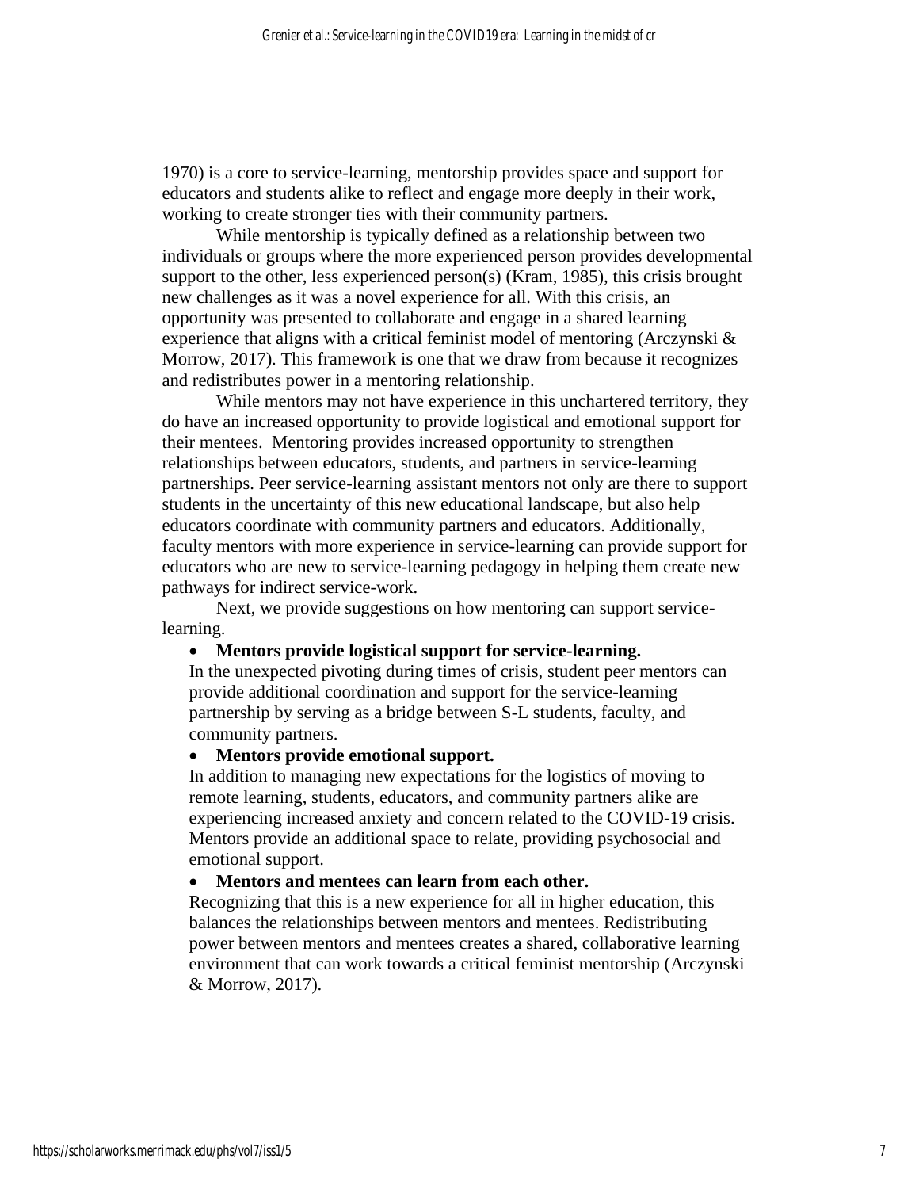1970) is a core to service-learning, mentorship provides space and support for educators and students alike to reflect and engage more deeply in their work, working to create stronger ties with their community partners.

While mentorship is typically defined as a relationship between two individuals or groups where the more experienced person provides developmental support to the other, less experienced person(s) (Kram, 1985), this crisis brought new challenges as it was a novel experience for all. With this crisis, an opportunity was presented to collaborate and engage in a shared learning experience that aligns with a critical feminist model of mentoring (Arczynski & Morrow, 2017). This framework is one that we draw from because it recognizes and redistributes power in a mentoring relationship.

While mentors may not have experience in this unchartered territory, they do have an increased opportunity to provide logistical and emotional support for their mentees. Mentoring provides increased opportunity to strengthen relationships between educators, students, and partners in service-learning partnerships. Peer service-learning assistant mentors not only are there to support students in the uncertainty of this new educational landscape, but also help educators coordinate with community partners and educators. Additionally, faculty mentors with more experience in service-learning can provide support for educators who are new to service-learning pedagogy in helping them create new pathways for indirect service-work.

Next, we provide suggestions on how mentoring can support service-learning.

- **Mentors provide logistical support for service-learning.**
  In the unexpected pivoting during times of crisis, student peer mentors can provide additional coordination and support for the service-learning partnership by serving as a bridge between S-L students, faculty, and community partners.
- **Mentors provide emotional support.**
  In addition to managing new expectations for the logistics of moving to remote learning, students, educators, and community partners alike are experiencing increased anxiety and concern related to the COVID-19 crisis. Mentors provide an additional space to relate, providing psychosocial and emotional support.
- **Mentors and mentees can learn from each other.**
  Recognizing that this is a new experience for all in higher education, this balances the relationships between mentors and mentees. Redistributing power between mentors and mentees creates a shared, collaborative learning environment that can work towards a critical feminist mentorship (Arczynski & Morrow, 2017).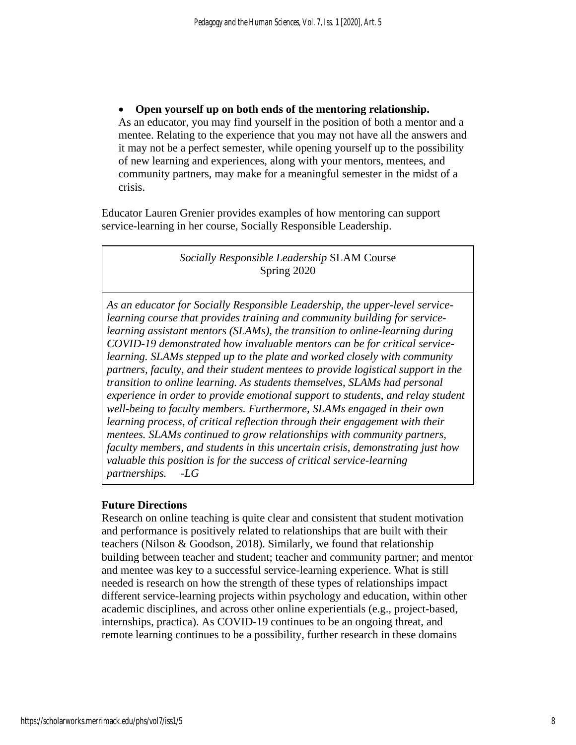- **Open yourself up on both ends of the mentoring relationship.**
  As an educator, you may find yourself in the position of both a mentor and a mentee. Relating to the experience that you may not have all the answers and it may not be a perfect semester, while opening yourself up to the possibility of new learning and experiences, along with your mentors, mentees, and community partners, may make for a meaningful semester in the midst of a crisis.

Educator Lauren Grenier provides examples of how mentoring can support service-learning in her course, Socially Responsible Leadership.

| *Socially Responsible Leadership* SLAM Course<br>Spring 2020 |
| --- |
| *As an educator for Socially Responsible Leadership, the upper-level service-learning course that provides training and community building for service-learning assistant mentors (SLAMs), the transition to online-learning during COVID-19 demonstrated how invaluable mentors can be for critical service-learning. SLAMs stepped up to the plate and worked closely with community partners, faculty, and their student mentees to provide logistical support in the transition to online learning. As students themselves, SLAMs had personal experience in order to provide emotional support to students, and relay student well-being to faculty members. Furthermore, SLAMs engaged in their own learning process, of critical reflection through their engagement with their mentees. SLAMs continued to grow relationships with community partners, faculty members, and students in this uncertain crisis, demonstrating just how valuable this position is for the success of critical service-learning partnerships. -LG* |

**Future Directions**

Research on online teaching is quite clear and consistent that student motivation and performance is positively related to relationships that are built with their teachers (Nilson & Goodson, 2018). Similarly, we found that relationship building between teacher and student; teacher and community partner; and mentor and mentee was key to a successful service-learning experience. What is still needed is research on how the strength of these types of relationships impact different service-learning projects within psychology and education, within other academic disciplines, and across other online experientials (e.g., project-based, internships, practica). As COVID-19 continues to be an ongoing threat, and remote learning continues to be a possibility, further research in these domains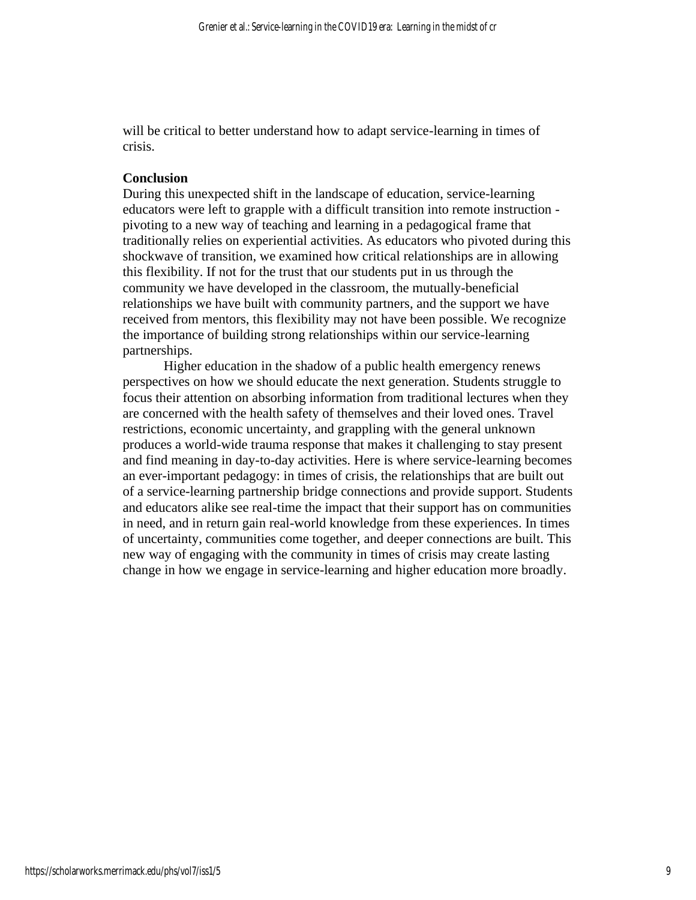will be critical to better understand how to adapt service-learning in times of crisis.

**Conclusion**

During this unexpected shift in the landscape of education, service-learning educators were left to grapple with a difficult transition into remote instruction - pivoting to a new way of teaching and learning in a pedagogical frame that traditionally relies on experiential activities. As educators who pivoted during this shockwave of transition, we examined how critical relationships are in allowing this flexibility. If not for the trust that our students put in us through the community we have developed in the classroom, the mutually-beneficial relationships we have built with community partners, and the support we have received from mentors, this flexibility may not have been possible. We recognize the importance of building strong relationships within our service-learning partnerships.

Higher education in the shadow of a public health emergency renews perspectives on how we should educate the next generation. Students struggle to focus their attention on absorbing information from traditional lectures when they are concerned with the health safety of themselves and their loved ones. Travel restrictions, economic uncertainty, and grappling with the general unknown produces a world-wide trauma response that makes it challenging to stay present and find meaning in day-to-day activities. Here is where service-learning becomes an ever-important pedagogy: in times of crisis, the relationships that are built out of a service-learning partnership bridge connections and provide support. Students and educators alike see real-time the impact that their support has on communities in need, and in return gain real-world knowledge from these experiences. In times of uncertainty, communities come together, and deeper connections are built. This new way of engaging with the community in times of crisis may create lasting change in how we engage in service-learning and higher education more broadly.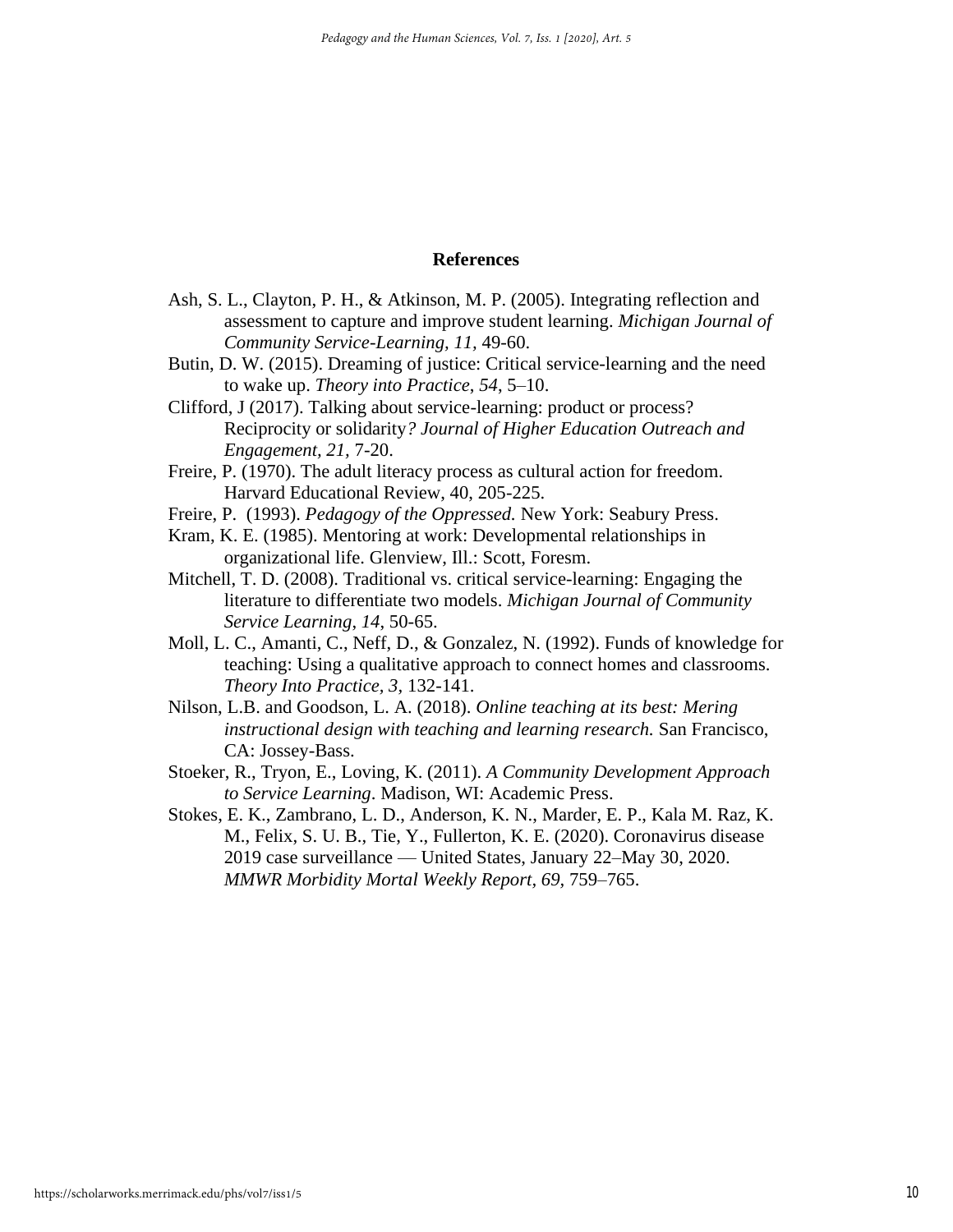## References

Ash, S. L., Clayton, P. H., & Atkinson, M. P. (2005). Integrating reflection and assessment to capture and improve student learning. *Michigan Journal of Community Service-Learning, 11*, 49-60.

Butin, D. W. (2015). Dreaming of justice: Critical service-learning and the need to wake up. *Theory into Practice, 54*, 5–10.

Clifford, J (2017). Talking about service-learning: product or process? Reciprocity or solidarity*? Journal of Higher Education Outreach and Engagement*, *21*, 7-20.

Freire, P. (1970). The adult literacy process as cultural action for freedom. Harvard Educational Review, 40, 205-225.

Freire, P. (1993). *Pedagogy of the Oppressed.* New York: Seabury Press.

Kram, K. E. (1985). Mentoring at work: Developmental relationships in organizational life. Glenview, Ill.: Scott, Foresm.

Mitchell, T. D. (2008). Traditional vs. critical service-learning: Engaging the literature to differentiate two models. *Michigan Journal of Community Service Learning*, *14*, 50-65.

Moll, L. C., Amanti, C., Neff, D., & Gonzalez, N. (1992). Funds of knowledge for teaching: Using a qualitative approach to connect homes and classrooms. *Theory Into Practice, 3*, 132-141.

Nilson, L.B. and Goodson, L. A. (2018). *Online teaching at its best: Mering instructional design with teaching and learning research.* San Francisco, CA: Jossey-Bass.

Stoeker, R., Tryon, E., Loving, K. (2011). *A Community Development Approach to Service Learning*. Madison, WI: Academic Press.

Stokes, E. K., Zambrano, L. D., Anderson, K. N., Marder, E. P., Kala M. Raz, K. M., Felix, S. U. B., Tie, Y., Fullerton, K. E. (2020). Coronavirus disease 2019 case surveillance — United States, January 22–May 30, 2020. *MMWR Morbidity Mortal Weekly Report, 69,* 759–765.